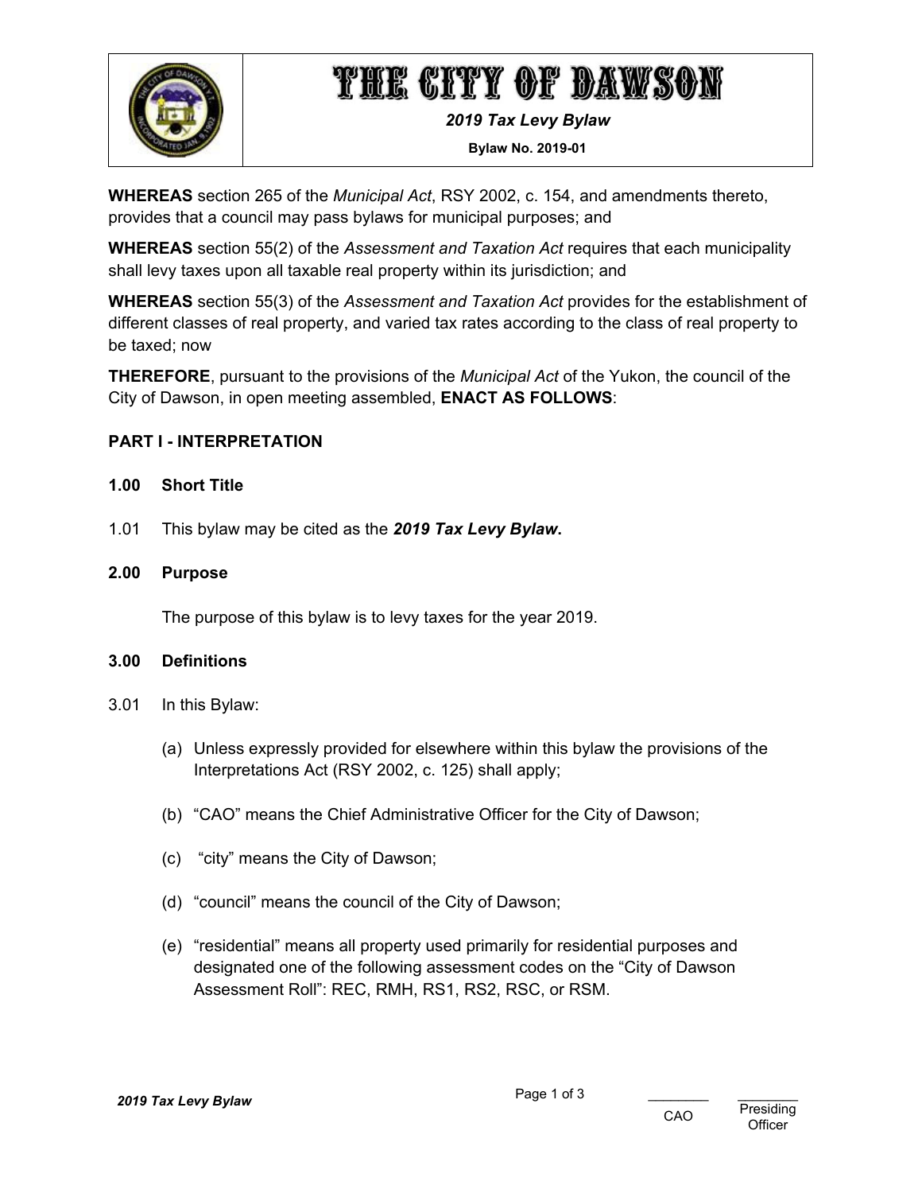# THE CITY OF DAWSON

***2019 Tax Levy Bylaw***

**Bylaw No. 2019-01**

**WHEREAS** section 265 of the *Municipal Act*, RSY 2002, c. 154, and amendments thereto, provides that a council may pass bylaws for municipal purposes; and

**WHEREAS** section 55(2) of the *Assessment and Taxation Act* requires that each municipality shall levy taxes upon all taxable real property within its jurisdiction; and

**WHEREAS** section 55(3) of the *Assessment and Taxation Act* provides for the establishment of different classes of real property, and varied tax rates according to the class of real property to be taxed; now

**THEREFORE**, pursuant to the provisions of the *Municipal Act* of the Yukon, the council of the City of Dawson, in open meeting assembled, **ENACT AS FOLLOWS**:

## PART I - INTERPRETATION

### 1.00 Short Title

1.01 This bylaw may be cited as the ***2019 Tax Levy Bylaw*.**

### 2.00 Purpose

The purpose of this bylaw is to levy taxes for the year 2019.

### 3.00 Definitions

3.01 In this Bylaw:

(a) Unless expressly provided for elsewhere within this bylaw the provisions of the Interpretations Act (RSY 2002, c. 125) shall apply;

(b) "CAO" means the Chief Administrative Officer for the City of Dawson;

(c) "city" means the City of Dawson;

(d) "council" means the council of the City of Dawson;

(e) "residential" means all property used primarily for residential purposes and designated one of the following assessment codes on the "City of Dawson Assessment Roll": REC, RMH, RS1, RS2, RSC, or RSM.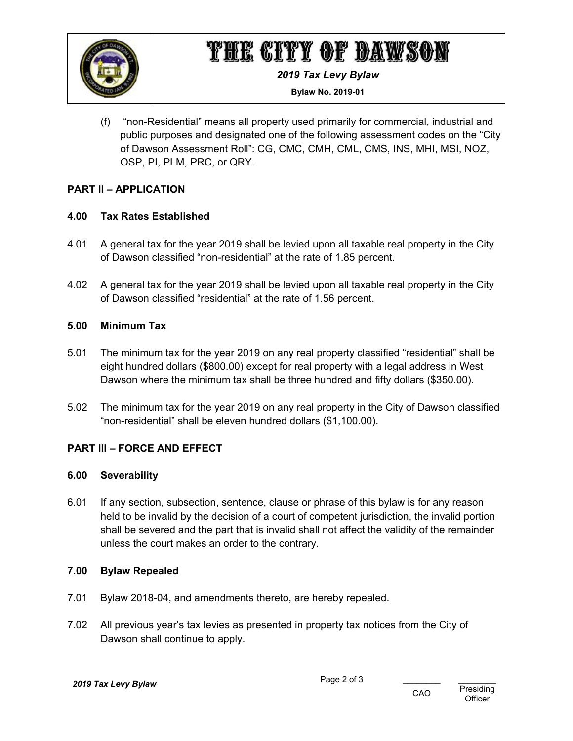(f) "non-Residential" means all property used primarily for commercial, industrial and public purposes and designated one of the following assessment codes on the "City of Dawson Assessment Roll": CG, CMC, CMH, CML, CMS, INS, MHI, MSI, NOZ, OSP, PI, PLM, PRC, or QRY.

## PART II – APPLICATION

### 4.00 Tax Rates Established

4.01 A general tax for the year 2019 shall be levied upon all taxable real property in the City of Dawson classified "non-residential" at the rate of 1.85 percent.

4.02 A general tax for the year 2019 shall be levied upon all taxable real property in the City of Dawson classified "residential" at the rate of 1.56 percent.

### 5.00 Minimum Tax

5.01 The minimum tax for the year 2019 on any real property classified "residential" shall be eight hundred dollars ($800.00) except for real property with a legal address in West Dawson where the minimum tax shall be three hundred and fifty dollars ($350.00).

5.02 The minimum tax for the year 2019 on any real property in the City of Dawson classified "non-residential" shall be eleven hundred dollars ($1,100.00).

## PART III – FORCE AND EFFECT

### 6.00 Severability

6.01 If any section, subsection, sentence, clause or phrase of this bylaw is for any reason held to be invalid by the decision of a court of competent jurisdiction, the invalid portion shall be severed and the part that is invalid shall not affect the validity of the remainder unless the court makes an order to the contrary.

### 7.00 Bylaw Repealed

7.01 Bylaw 2018-04, and amendments thereto, are hereby repealed.

7.02 All previous year's tax levies as presented in property tax notices from the City of Dawson shall continue to apply.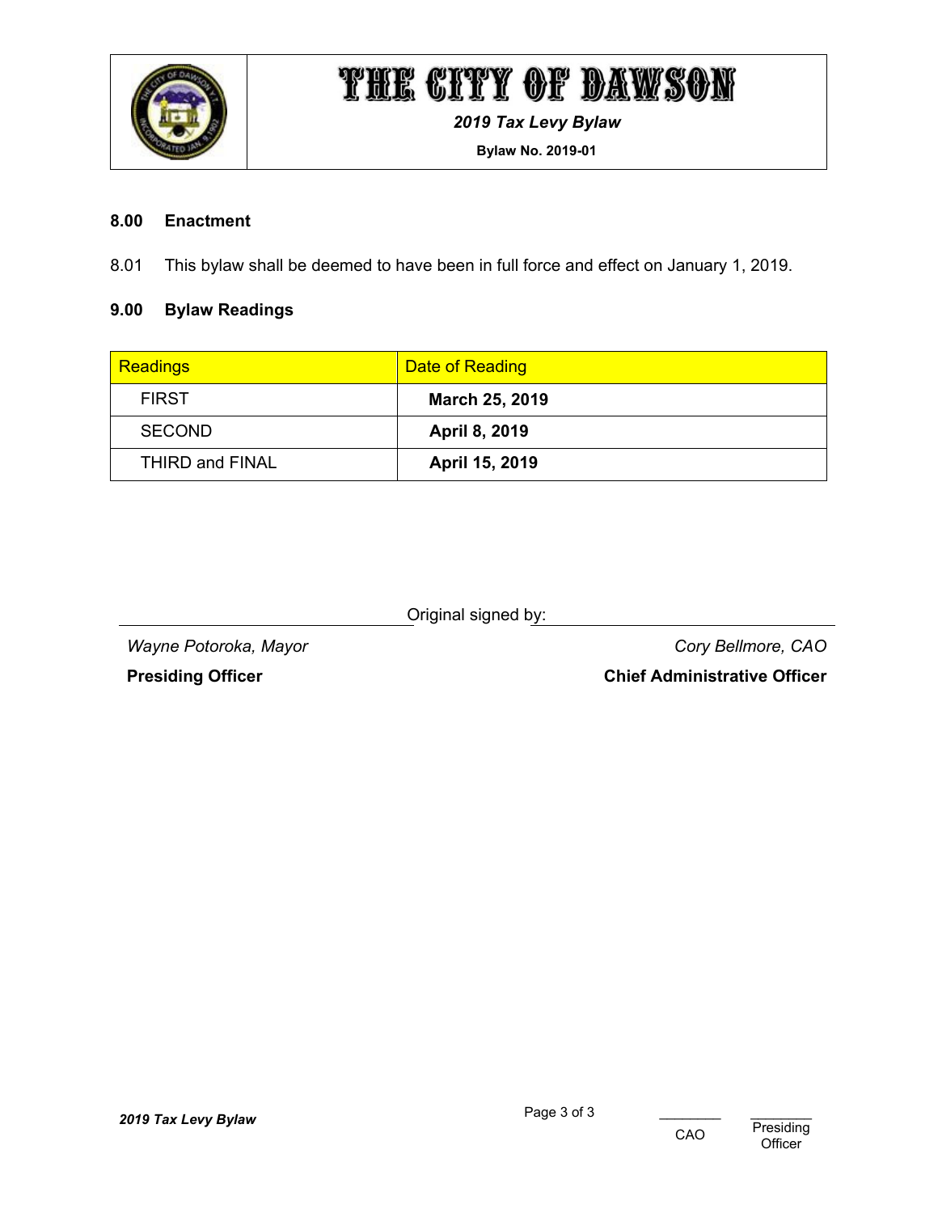# THE CITY OF DAWSON

***2019 Tax Levy Bylaw***

**Bylaw No. 2019-01**

## 8.00 Enactment

8.01 This bylaw shall be deemed to have been in full force and effect on January 1, 2019.

## 9.00 Bylaw Readings

| Readings | Date of Reading |
|---|---|
| FIRST | **March 25, 2019** |
| SECOND | **April 8, 2019** |
| THIRD and FINAL | **April 15, 2019** |

Original signed by:

*Wayne Potoroka, Mayor*
**Presiding Officer**

*Cory Bellmore, CAO*
**Chief Administrative Officer**